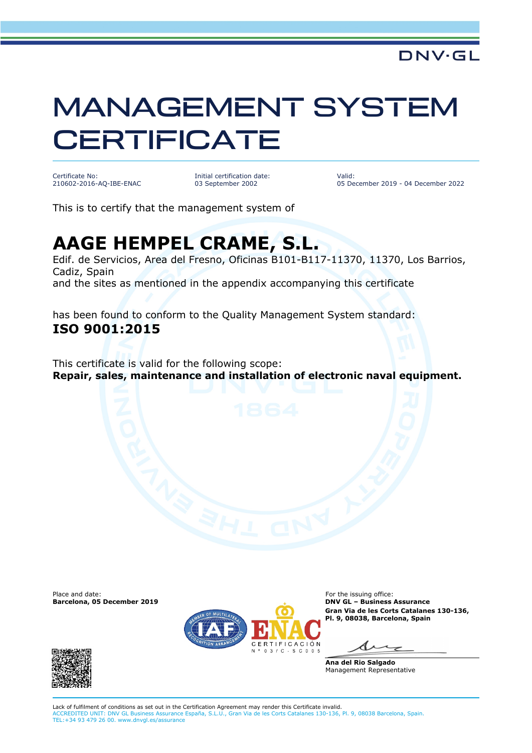DNV·GL

# MANAGEMENT SYSTEM CERTIFICATE

Certificate No:
210602-2016-AQ-IBE-ENAC

Initial certification date:
03 September 2002

Valid:
05 December 2019 - 04 December 2022

This is to certify that the management system of

## AAGE HEMPEL CRAME, S.L.

Edif. de Servicios, Area del Fresno, Oficinas B101-B117-11370, 11370, Los Barrios, Cadiz, Spain
and the sites as mentioned in the appendix accompanying this certificate

has been found to conform to the Quality Management System standard:
**ISO 9001:2015**

This certificate is valid for the following scope:
**Repair, sales, maintenance and installation of electronic naval equipment.**

Place and date:
**Barcelona, 05 December 2019**

ENAC CERTIFICACIÓN Nº 03/C-SC005

For the issuing office:
**DNV GL – Business Assurance**
**Gran Via de les Corts Catalanes 130-136, Pl. 9, 08038, Barcelona, Spain**

**Ana del Rio Salgado**
Management Representative

Lack of fulfilment of conditions as set out in the Certification Agreement may render this Certificate invalid.
ACCREDITED UNIT: DNV GL Business Assurance España, S.L.U., Gran Via de les Corts Catalanes 130-136, Pl. 9, 08038 Barcelona, Spain.
TEL:+34 93 479 26 00. www.dnvgl.es/assurance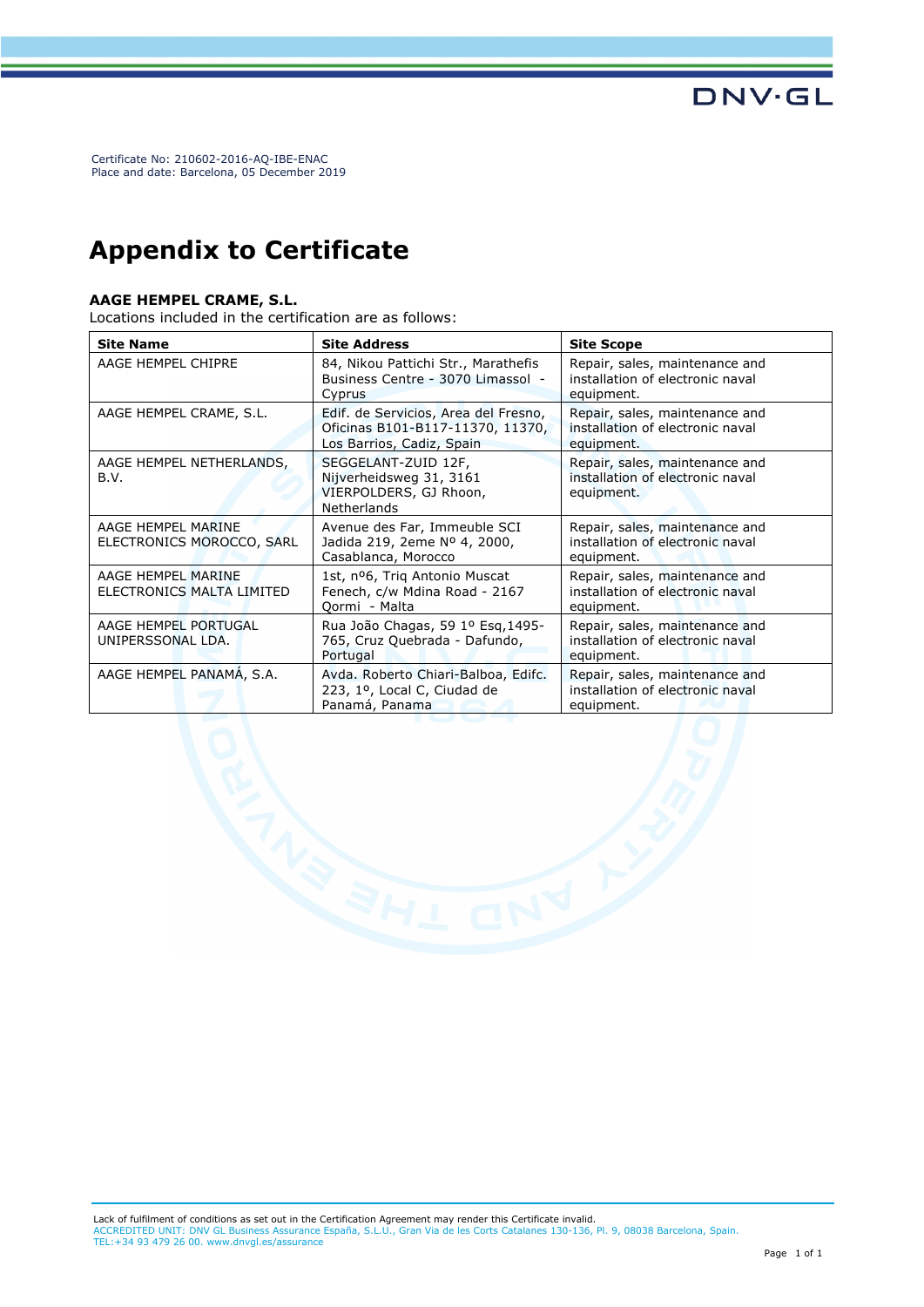DNV·GL

Certificate No: 210602-2016-AQ-IBE-ENAC
Place and date: Barcelona, 05 December 2019

# Appendix to Certificate

**AAGE HEMPEL CRAME, S.L.**
Locations included in the certification are as follows:

| Site Name | Site Address | Site Scope |
|---|---|---|
| AAGE HEMPEL CHIPRE | 84, Nikou Pattichi Str., Marathefis Business Centre - 3070 Limassol - Cyprus | Repair, sales, maintenance and installation of electronic naval equipment. |
| AAGE HEMPEL CRAME, S.L. | Edif. de Servicios, Area del Fresno, Oficinas B101-B117-11370, 11370, Los Barrios, Cadiz, Spain | Repair, sales, maintenance and installation of electronic naval equipment. |
| AAGE HEMPEL NETHERLANDS, B.V. | SEGGELANT-ZUID 12F, Nijverheidsweg 31, 3161 VIERPOLDERS, GJ Rhoon, Netherlands | Repair, sales, maintenance and installation of electronic naval equipment. |
| AAGE HEMPEL MARINE ELECTRONICS MOROCCO, SARL | Avenue des Far, Immeuble SCI Jadida 219, 2eme Nº 4, 2000, Casablanca, Morocco | Repair, sales, maintenance and installation of electronic naval equipment. |
| AAGE HEMPEL MARINE ELECTRONICS MALTA LIMITED | 1st, nº6, Triq Antonio Muscat Fenech, c/w Mdina Road - 2167 Qormi - Malta | Repair, sales, maintenance and installation of electronic naval equipment. |
| AAGE HEMPEL PORTUGAL UNIPERSSONAL LDA. | Rua João Chagas, 59 1º Esq,1495-765, Cruz Quebrada - Dafundo, Portugal | Repair, sales, maintenance and installation of electronic naval equipment. |
| AAGE HEMPEL PANAMÁ, S.A. | Avda. Roberto Chiari-Balboa, Edifc. 223, 1º, Local C, Ciudad de Panamá, Panama | Repair, sales, maintenance and installation of electronic naval equipment. |

Lack of fulfilment of conditions as set out in the Certification Agreement may render this Certificate invalid.
ACCREDITED UNIT: DNV GL Business Assurance España, S.L.U., Gran Via de les Corts Catalanes 130-136, Pl. 9, 08038 Barcelona, Spain.
TEL:+34 93 479 26 00. www.dnvgl.es/assurance